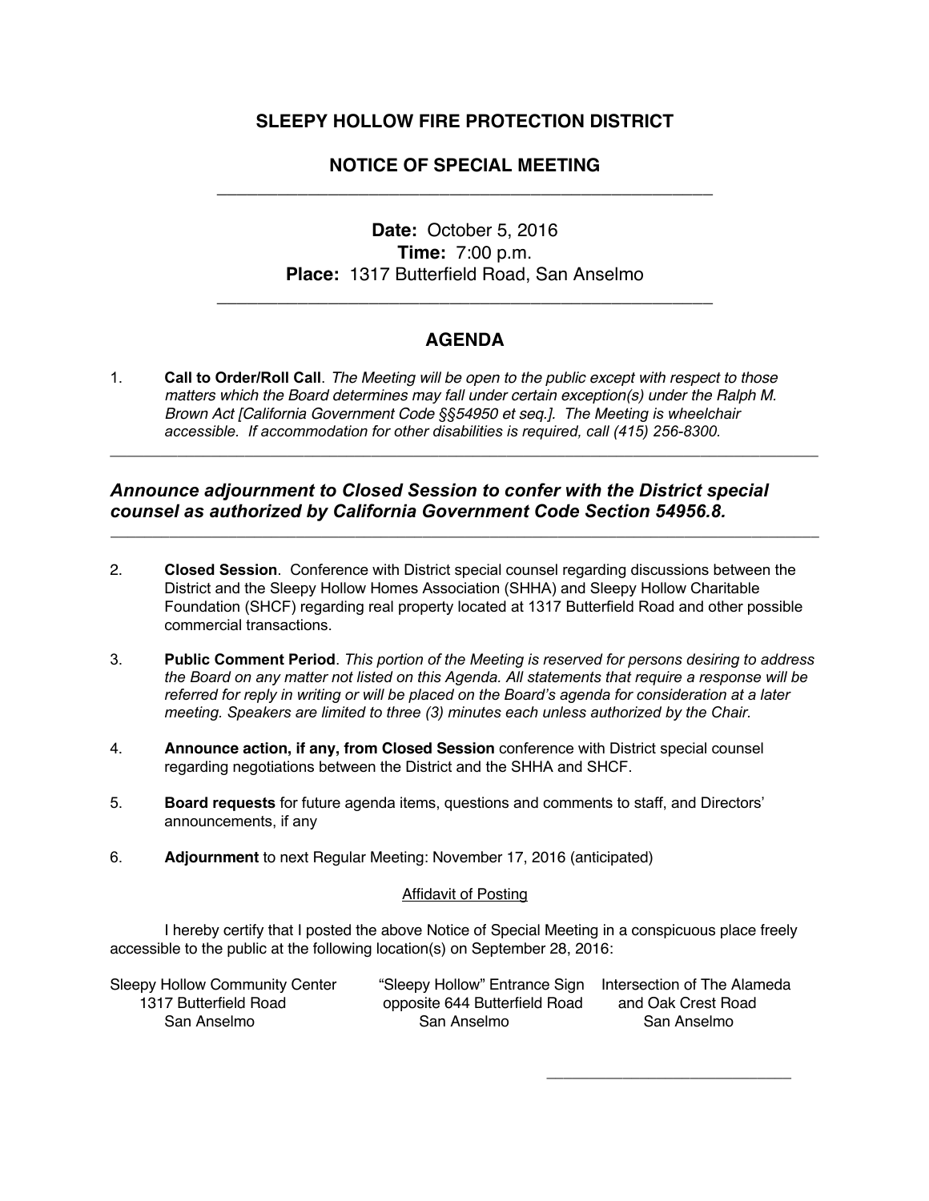# SLEEPY HOLLOW FIRE PROTECTION DISTRICT

## NOTICE OF SPECIAL MEETING

---

**Date:** October 5, 2016
**Time:** 7:00 p.m.
**Place:** 1317 Butterfield Road, San Anselmo

---

## AGENDA

1. **Call to Order/Roll Call**. *The Meeting will be open to the public except with respect to those matters which the Board determines may fall under certain exception(s) under the Ralph M. Brown Act [California Government Code §§54950 et seq.]. The Meeting is wheelchair accessible. If accommodation for other disabilities is required, call (415) 256-8300.*

---

***Announce adjournment to Closed Session to confer with the District special counsel as authorized by California Government Code Section 54956.8.***

---

2. **Closed Session**. Conference with District special counsel regarding discussions between the District and the Sleepy Hollow Homes Association (SHHA) and Sleepy Hollow Charitable Foundation (SHCF) regarding real property located at 1317 Butterfield Road and other possible commercial transactions.

3. **Public Comment Period**. *This portion of the Meeting is reserved for persons desiring to address the Board on any matter not listed on this Agenda. All statements that require a response will be referred for reply in writing or will be placed on the Board's agenda for consideration at a later meeting. Speakers are limited to three (3) minutes each unless authorized by the Chair.*

4. **Announce action, if any, from Closed Session** conference with District special counsel regarding negotiations between the District and the SHHA and SHCF.

5. **Board requests** for future agenda items, questions and comments to staff, and Directors' announcements, if any

6. **Adjournment** to next Regular Meeting: November 17, 2016 (anticipated)

Affidavit of Posting

I hereby certify that I posted the above Notice of Special Meeting in a conspicuous place freely accessible to the public at the following location(s) on September 28, 2016:

Sleepy Hollow Community Center
1317 Butterfield Road
San Anselmo

"Sleepy Hollow" Entrance Sign
opposite 644 Butterfield Road
San Anselmo

Intersection of The Alameda
and Oak Crest Road
San Anselmo

______________________________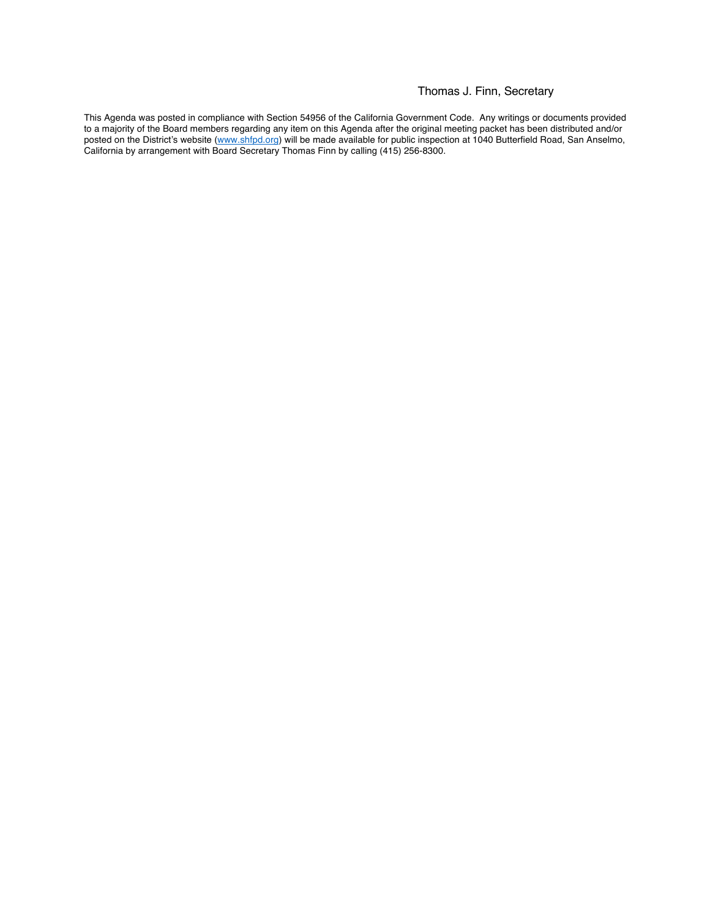Thomas J. Finn, Secretary

This Agenda was posted in compliance with Section 54956 of the California Government Code. Any writings or documents provided to a majority of the Board members regarding any item on this Agenda after the original meeting packet has been distributed and/or posted on the District's website (www.shfpd.org) will be made available for public inspection at 1040 Butterfield Road, San Anselmo, California by arrangement with Board Secretary Thomas Finn by calling (415) 256-8300.